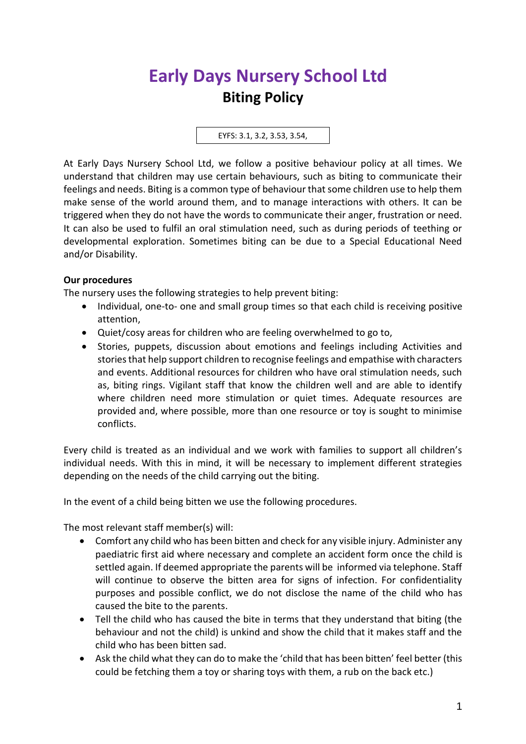# Early Days Nursery School Ltd

## Biting Policy

EYFS: 3.1, 3.2, 3.53, 3.54,

At Early Days Nursery School Ltd, we follow a positive behaviour policy at all times. We understand that children may use certain behaviours, such as biting to communicate their feelings and needs. Biting is a common type of behaviour that some children use to help them make sense of the world around them, and to manage interactions with others. It can be triggered when they do not have the words to communicate their anger, frustration or need. It can also be used to fulfil an oral stimulation need, such as during periods of teething or developmental exploration. Sometimes biting can be due to a Special Educational Need and/or Disability.

**Our procedures**

The nursery uses the following strategies to help prevent biting:

- Individual, one-to- one and small group times so that each child is receiving positive attention,
- Quiet/cosy areas for children who are feeling overwhelmed to go to,
- Stories, puppets, discussion about emotions and feelings including Activities and stories that help support children to recognise feelings and empathise with characters and events. Additional resources for children who have oral stimulation needs, such as, biting rings. Vigilant staff that know the children well and are able to identify where children need more stimulation or quiet times. Adequate resources are provided and, where possible, more than one resource or toy is sought to minimise conflicts.

Every child is treated as an individual and we work with families to support all children's individual needs. With this in mind, it will be necessary to implement different strategies depending on the needs of the child carrying out the biting.

In the event of a child being bitten we use the following procedures.

The most relevant staff member(s) will:

- Comfort any child who has been bitten and check for any visible injury. Administer any paediatric first aid where necessary and complete an accident form once the child is settled again. If deemed appropriate the parents will be informed via telephone. Staff will continue to observe the bitten area for signs of infection. For confidentiality purposes and possible conflict, we do not disclose the name of the child who has caused the bite to the parents.
- Tell the child who has caused the bite in terms that they understand that biting (the behaviour and not the child) is unkind and show the child that it makes staff and the child who has been bitten sad.
- Ask the child what they can do to make the 'child that has been bitten' feel better (this could be fetching them a toy or sharing toys with them, a rub on the back etc.)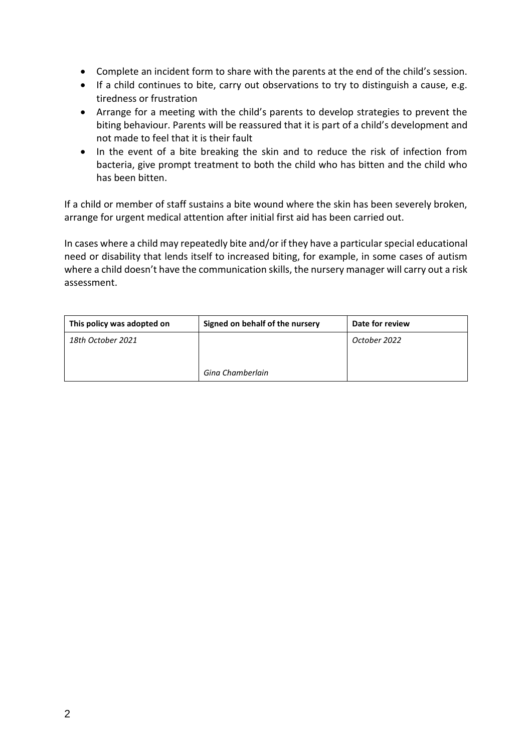- Complete an incident form to share with the parents at the end of the child's session.
- If a child continues to bite, carry out observations to try to distinguish a cause, e.g. tiredness or frustration
- Arrange for a meeting with the child's parents to develop strategies to prevent the biting behaviour. Parents will be reassured that it is part of a child's development and not made to feel that it is their fault
- In the event of a bite breaking the skin and to reduce the risk of infection from bacteria, give prompt treatment to both the child who has bitten and the child who has been bitten.

If a child or member of staff sustains a bite wound where the skin has been severely broken, arrange for urgent medical attention after initial first aid has been carried out.

In cases where a child may repeatedly bite and/or if they have a particular special educational need or disability that lends itself to increased biting, for example, in some cases of autism where a child doesn't have the communication skills, the nursery manager will carry out a risk assessment.

| This policy was adopted on | Signed on behalf of the nursery | Date for review |
|---|---|---|
| *18th October 2021* | *Gina Chamberlain* | *October 2022* |